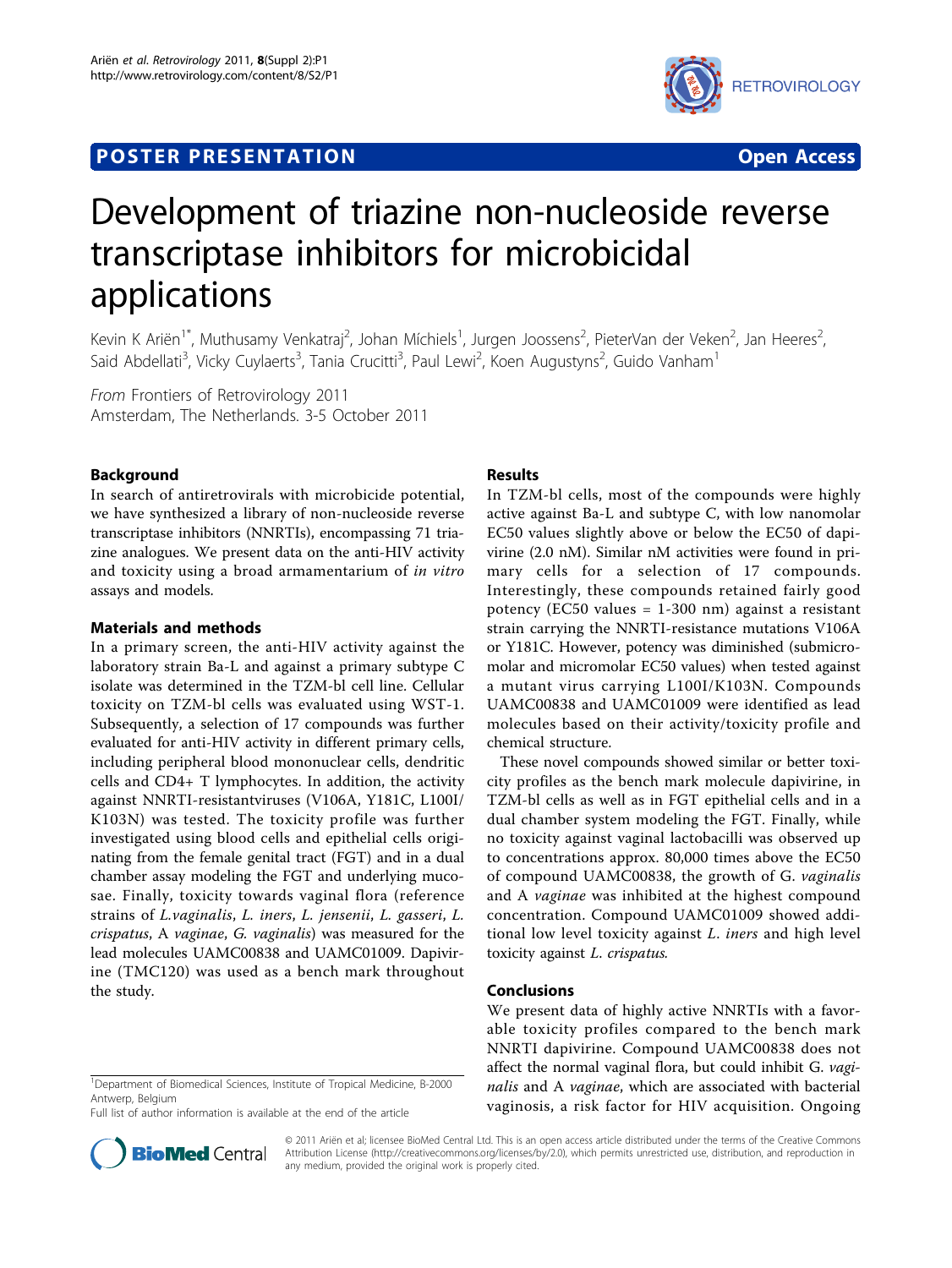POSTER PRESENTATION Open Access

# Development of triazine non-nucleoside reverse transcriptase inhibitors for microbicidal applications

Kevin K Ariën[1*], Muthusamy Venkatraj[2], Johan Míchiels[1], Jurgen Joossens[2], PieterVan der Veken[2], Jan Heeres[2], Said Abdellati[3], Vicky Cuylaerts[3], Tania Crucitti[3], Paul Lewi[2], Koen Augustyns[2], Guido Vanham[1]

*From* Frontiers of Retrovirology 2011
Amsterdam, The Netherlands. 3-5 October 2011

## Background

In search of antiretrovirals with microbicide potential, we have synthesized a library of non-nucleoside reverse transcriptase inhibitors (NNRTIs), encompassing 71 triazine analogues. We present data on the anti-HIV activity and toxicity using a broad armamentarium of *in vitro* assays and models.

## Materials and methods

In a primary screen, the anti-HIV activity against the laboratory strain Ba-L and against a primary subtype C isolate was determined in the TZM-bl cell line. Cellular toxicity on TZM-bl cells was evaluated using WST-1. Subsequently, a selection of 17 compounds was further evaluated for anti-HIV activity in different primary cells, including peripheral blood mononuclear cells, dendritic cells and CD4+ T lymphocytes. In addition, the activity against NNRTI-resistantviruses (V106A, Y181C, L100I/K103N) was tested. The toxicity profile was further investigated using blood cells and epithelial cells originating from the female genital tract (FGT) and in a dual chamber assay modeling the FGT and underlying mucosae. Finally, toxicity towards vaginal flora (reference strains of *L.vaginalis*, *L. iners*, *L. jensenii*, *L. gasseri*, *L. crispatus*, A *vaginae*, *G. vaginalis*) was measured for the lead molecules UAMC00838 and UAMC01009. Dapivirine (TMC120) was used as a bench mark throughout the study.

## Results

In TZM-bl cells, most of the compounds were highly active against Ba-L and subtype C, with low nanomolar EC50 values slightly above or below the EC50 of dapivirine (2.0 nM). Similar nM activities were found in primary cells for a selection of 17 compounds. Interestingly, these compounds retained fairly good potency (EC50 values = 1-300 nm) against a resistant strain carrying the NNRTI-resistance mutations V106A or Y181C. However, potency was diminished (submicromolar and micromolar EC50 values) when tested against a mutant virus carrying L100I/K103N. Compounds UAMC00838 and UAMC01009 were identified as lead molecules based on their activity/toxicity profile and chemical structure.

These novel compounds showed similar or better toxicity profiles as the bench mark molecule dapivirine, in TZM-bl cells as well as in FGT epithelial cells and in a dual chamber system modeling the FGT. Finally, while no toxicity against vaginal lactobacilli was observed up to concentrations approx. 80,000 times above the EC50 of compound UAMC00838, the growth of G. *vaginalis* and A *vaginae* was inhibited at the highest compound concentration. Compound UAMC01009 showed additional low level toxicity against *L. iners* and high level toxicity against *L. crispatus*.

## Conclusions

We present data of highly active NNRTIs with a favorable toxicity profiles compared to the bench mark NNRTI dapivirine. Compound UAMC00838 does not affect the normal vaginal flora, but could inhibit G. *vaginalis* and A *vaginae*, which are associated with bacterial vaginosis, a risk factor for HIV acquisition. Ongoing

[1]Department of Biomedical Sciences, Institute of Tropical Medicine, B-2000 Antwerp, Belgium
Full list of author information is available at the end of the article

© 2011 Ariën et al; licensee BioMed Central Ltd. This is an open access article distributed under the terms of the Creative Commons Attribution License (http://creativecommons.org/licenses/by/2.0), which permits unrestricted use, distribution, and reproduction in any medium, provided the original work is properly cited.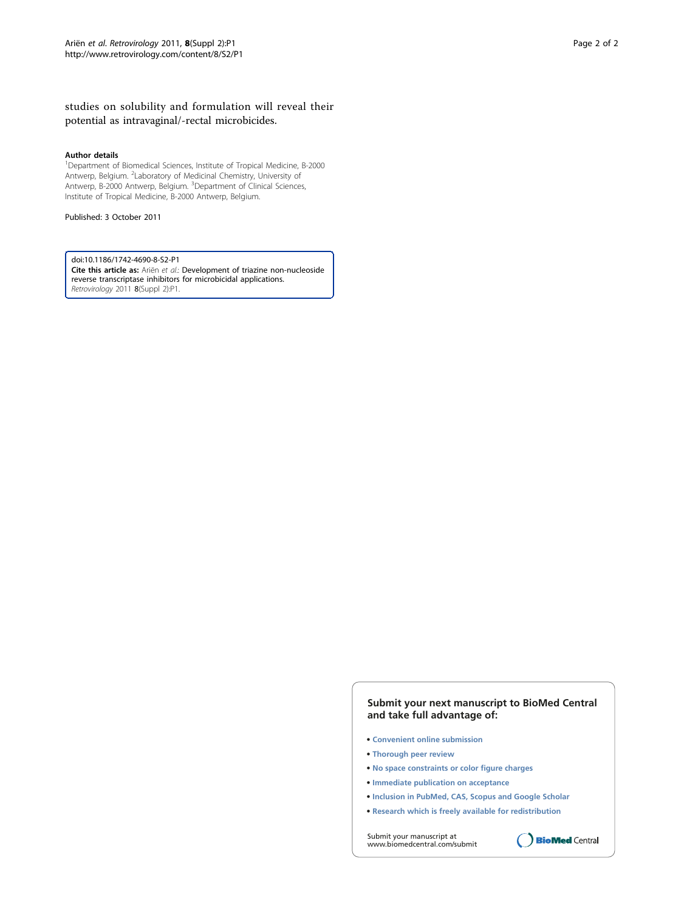studies on solubility and formulation will reveal their potential as intravaginal/-rectal microbicides.

**Author details**

[1]Department of Biomedical Sciences, Institute of Tropical Medicine, B-2000 Antwerp, Belgium. [2]Laboratory of Medicinal Chemistry, University of Antwerp, B-2000 Antwerp, Belgium. [3]Department of Clinical Sciences, Institute of Tropical Medicine, B-2000 Antwerp, Belgium.

Published: 3 October 2011

doi:10.1186/1742-4690-8-S2-P1

**Cite this article as:** Ariën *et al.*: Development of triazine non-nucleoside reverse transcriptase inhibitors for microbicidal applications. *Retrovirology* 2011 **8**(Suppl 2):P1.

**Submit your next manuscript to BioMed Central and take full advantage of:**

- **Convenient online submission**
- **Thorough peer review**
- **No space constraints or color figure charges**
- **Immediate publication on acceptance**
- **Inclusion in PubMed, CAS, Scopus and Google Scholar**
- **Research which is freely available for redistribution**

Submit your manuscript at
www.biomedcentral.com/submit

BioMed Central